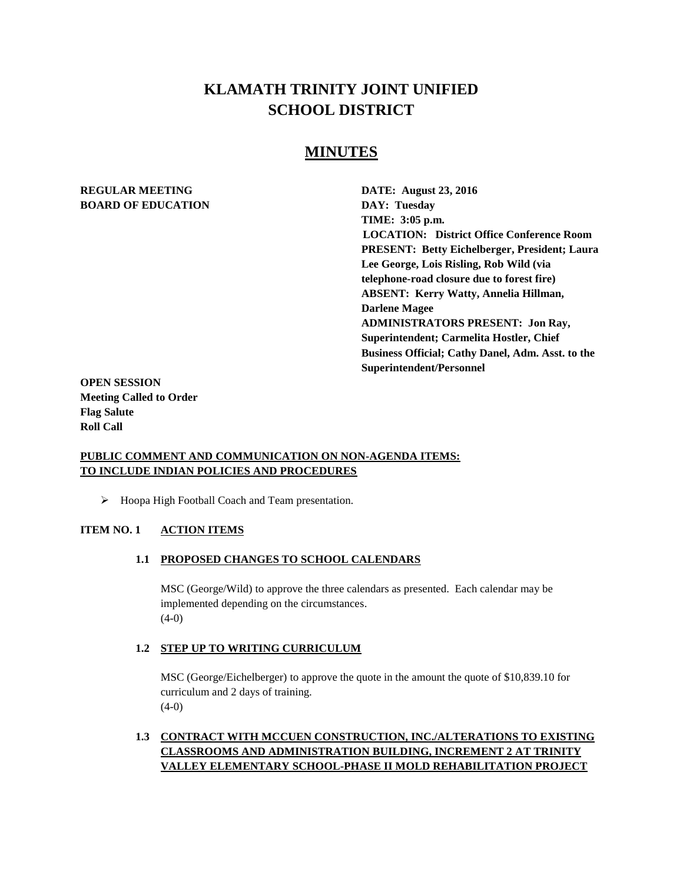# KLAMATH TRINITY JOINT UNIFIED SCHOOL DISTRICT

## MINUTES

**REGULAR MEETING**
**BOARD OF EDUCATION**

**DATE: August 23, 2016**
**DAY: Tuesday**
**TIME: 3:05 p.m.**
**LOCATION: District Office Conference Room**
**PRESENT: Betty Eichelberger, President; Laura Lee George, Lois Risling, Rob Wild (via telephone-road closure due to forest fire)**
**ABSENT: Kerry Watty, Annelia Hillman, Darlene Magee**
**ADMINISTRATORS PRESENT: Jon Ray, Superintendent; Carmelita Hostler, Chief Business Official; Cathy Danel, Adm. Asst. to the Superintendent/Personnel**

**OPEN SESSION**
**Meeting Called to Order**
**Flag Salute**
**Roll Call**

**PUBLIC COMMENT AND COMMUNICATION ON NON-AGENDA ITEMS: TO INCLUDE INDIAN POLICIES AND PROCEDURES**

- Hoopa High Football Coach and Team presentation.

**ITEM NO. 1 ACTION ITEMS**

**1.1 PROPOSED CHANGES TO SCHOOL CALENDARS**

MSC (George/Wild) to approve the three calendars as presented. Each calendar may be implemented depending on the circumstances.
(4-0)

**1.2 STEP UP TO WRITING CURRICULUM**

MSC (George/Eichelberger) to approve the quote in the amount the quote of $10,839.10 for curriculum and 2 days of training.
(4-0)

**1.3 CONTRACT WITH MCCUEN CONSTRUCTION, INC./ALTERATIONS TO EXISTING CLASSROOMS AND ADMINISTRATION BUILDING, INCREMENT 2 AT TRINITY VALLEY ELEMENTARY SCHOOL-PHASE II MOLD REHABILITATION PROJECT**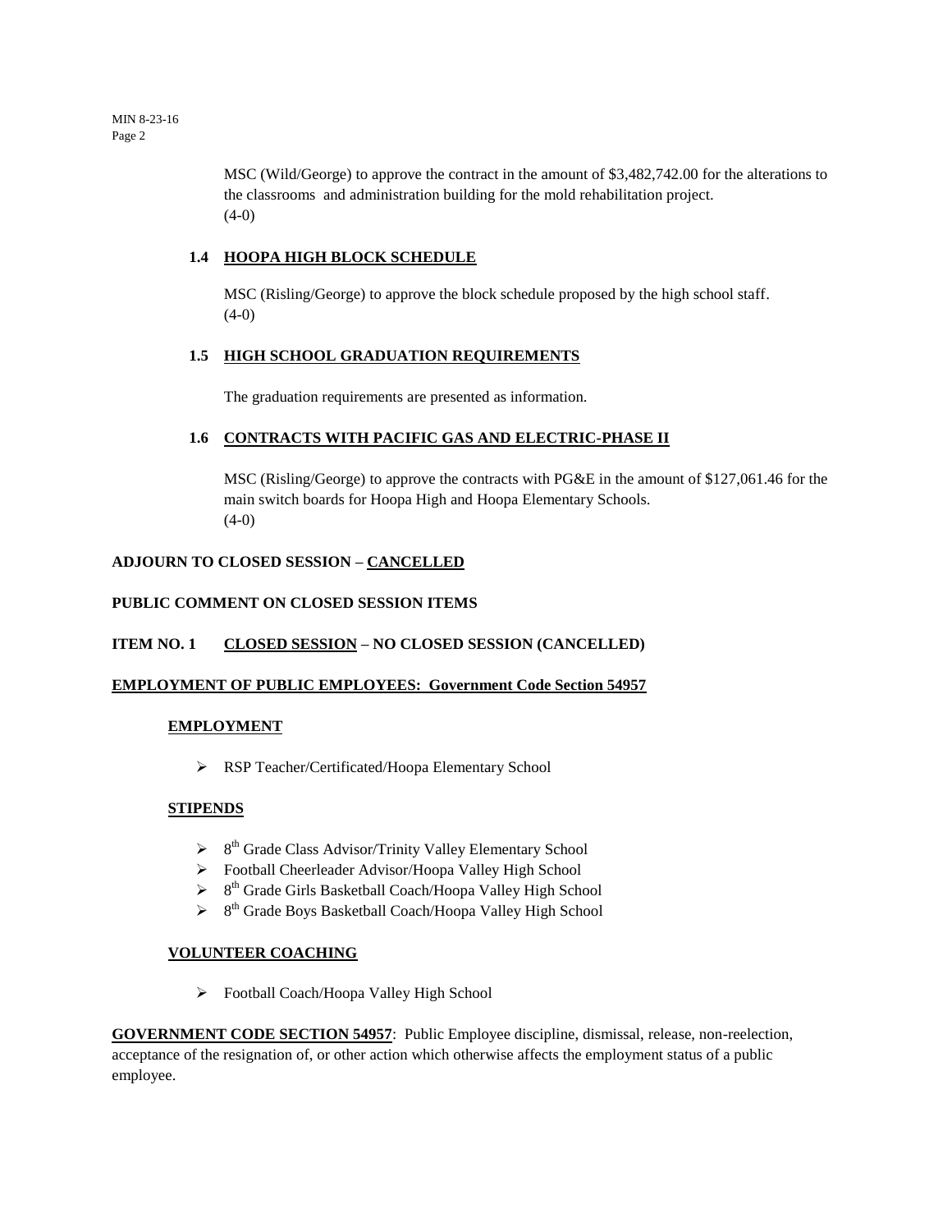MSC (Wild/George) to approve the contract in the amount of $3,482,742.00 for the alterations to the classrooms and administration building for the mold rehabilitation project.
(4-0)

**1.4 HOOPA HIGH BLOCK SCHEDULE**

MSC (Risling/George) to approve the block schedule proposed by the high school staff.
(4-0)

**1.5 HIGH SCHOOL GRADUATION REQUIREMENTS**

The graduation requirements are presented as information.

**1.6 CONTRACTS WITH PACIFIC GAS AND ELECTRIC-PHASE II**

MSC (Risling/George) to approve the contracts with PG&E in the amount of $127,061.46 for the main switch boards for Hoopa High and Hoopa Elementary Schools.
(4-0)

**ADJOURN TO CLOSED SESSION – CANCELLED**

**PUBLIC COMMENT ON CLOSED SESSION ITEMS**

**ITEM NO. 1 CLOSED SESSION – NO CLOSED SESSION (CANCELLED)**

**EMPLOYMENT OF PUBLIC EMPLOYEES: Government Code Section 54957**

**EMPLOYMENT**

- RSP Teacher/Certificated/Hoopa Elementary School

**STIPENDS**

- 8th Grade Class Advisor/Trinity Valley Elementary School
- Football Cheerleader Advisor/Hoopa Valley High School
- 8th Grade Girls Basketball Coach/Hoopa Valley High School
- 8th Grade Boys Basketball Coach/Hoopa Valley High School

**VOLUNTEER COACHING**

- Football Coach/Hoopa Valley High School

**GOVERNMENT CODE SECTION 54957**: Public Employee discipline, dismissal, release, non-reelection, acceptance of the resignation of, or other action which otherwise affects the employment status of a public employee.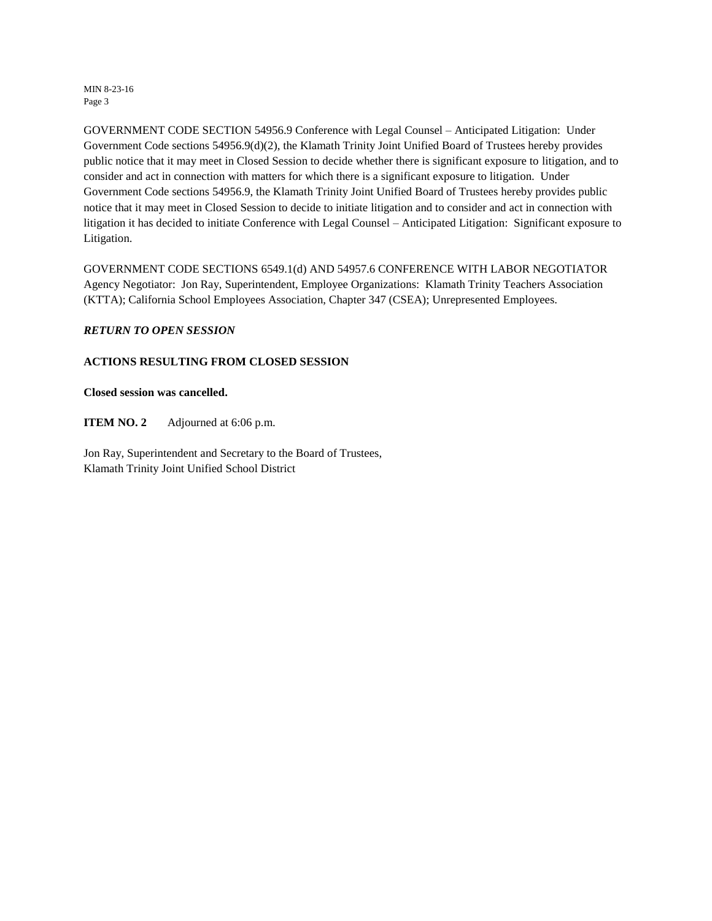GOVERNMENT CODE SECTION 54956.9 Conference with Legal Counsel – Anticipated Litigation: Under Government Code sections 54956.9(d)(2), the Klamath Trinity Joint Unified Board of Trustees hereby provides public notice that it may meet in Closed Session to decide whether there is significant exposure to litigation, and to consider and act in connection with matters for which there is a significant exposure to litigation. Under Government Code sections 54956.9, the Klamath Trinity Joint Unified Board of Trustees hereby provides public notice that it may meet in Closed Session to decide to initiate litigation and to consider and act in connection with litigation it has decided to initiate Conference with Legal Counsel – Anticipated Litigation: Significant exposure to Litigation.

GOVERNMENT CODE SECTIONS 6549.1(d) AND 54957.6 CONFERENCE WITH LABOR NEGOTIATOR Agency Negotiator: Jon Ray, Superintendent, Employee Organizations: Klamath Trinity Teachers Association (KTTA); California School Employees Association, Chapter 347 (CSEA); Unrepresented Employees.

***RETURN TO OPEN SESSION***

**ACTIONS RESULTING FROM CLOSED SESSION**

**Closed session was cancelled.**

**ITEM NO. 2** Adjourned at 6:06 p.m.

Jon Ray, Superintendent and Secretary to the Board of Trustees,
Klamath Trinity Joint Unified School District